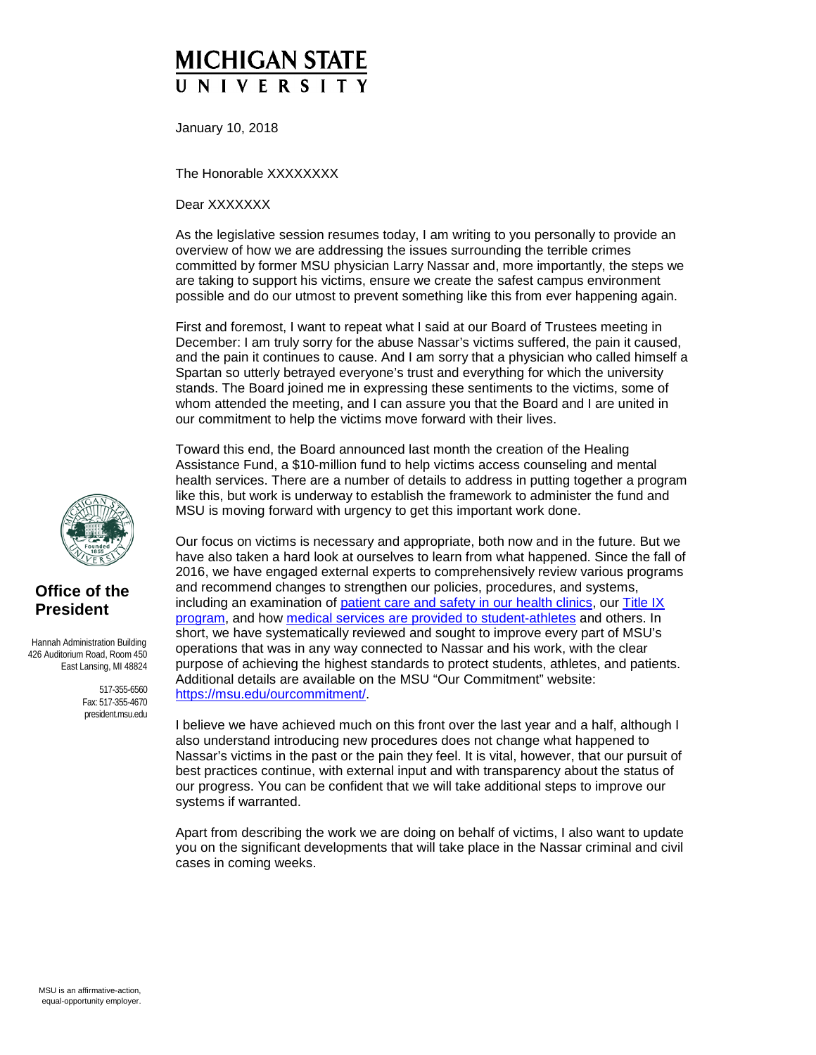# MICHIGAN STATE UNIVERSITY

**Office of the President**

Hannah Administration Building
426 Auditorium Road, Room 450
East Lansing, MI 48824

517-355-6560
Fax: 517-355-4670
president.msu.edu

January 10, 2018

The Honorable XXXXXXXX

Dear XXXXXXX

As the legislative session resumes today, I am writing to you personally to provide an overview of how we are addressing the issues surrounding the terrible crimes committed by former MSU physician Larry Nassar and, more importantly, the steps we are taking to support his victims, ensure we create the safest campus environment possible and do our utmost to prevent something like this from ever happening again.

First and foremost, I want to repeat what I said at our Board of Trustees meeting in December: I am truly sorry for the abuse Nassar's victims suffered, the pain it caused, and the pain it continues to cause. And I am sorry that a physician who called himself a Spartan so utterly betrayed everyone's trust and everything for which the university stands. The Board joined me in expressing these sentiments to the victims, some of whom attended the meeting, and I can assure you that the Board and I are united in our commitment to help the victims move forward with their lives.

Toward this end, the Board announced last month the creation of the Healing Assistance Fund, a $10-million fund to help victims access counseling and mental health services. There are a number of details to address in putting together a program like this, but work is underway to establish the framework to administer the fund and MSU is moving forward with urgency to get this important work done.

Our focus on victims is necessary and appropriate, both now and in the future. But we have also taken a hard look at ourselves to learn from what happened. Since the fall of 2016, we have engaged external experts to comprehensively review various programs and recommend changes to strengthen our policies, procedures, and systems, including an examination of patient care and safety in our health clinics, our Title IX program, and how medical services are provided to student-athletes and others. In short, we have systematically reviewed and sought to improve every part of MSU's operations that was in any way connected to Nassar and his work, with the clear purpose of achieving the highest standards to protect students, athletes, and patients. Additional details are available on the MSU "Our Commitment" website: https://msu.edu/ourcommitment/.

I believe we have achieved much on this front over the last year and a half, although I also understand introducing new procedures does not change what happened to Nassar's victims in the past or the pain they feel. It is vital, however, that our pursuit of best practices continue, with external input and with transparency about the status of our progress. You can be confident that we will take additional steps to improve our systems if warranted.

Apart from describing the work we are doing on behalf of victims, I also want to update you on the significant developments that will take place in the Nassar criminal and civil cases in coming weeks.

MSU is an affirmative-action, equal-opportunity employer.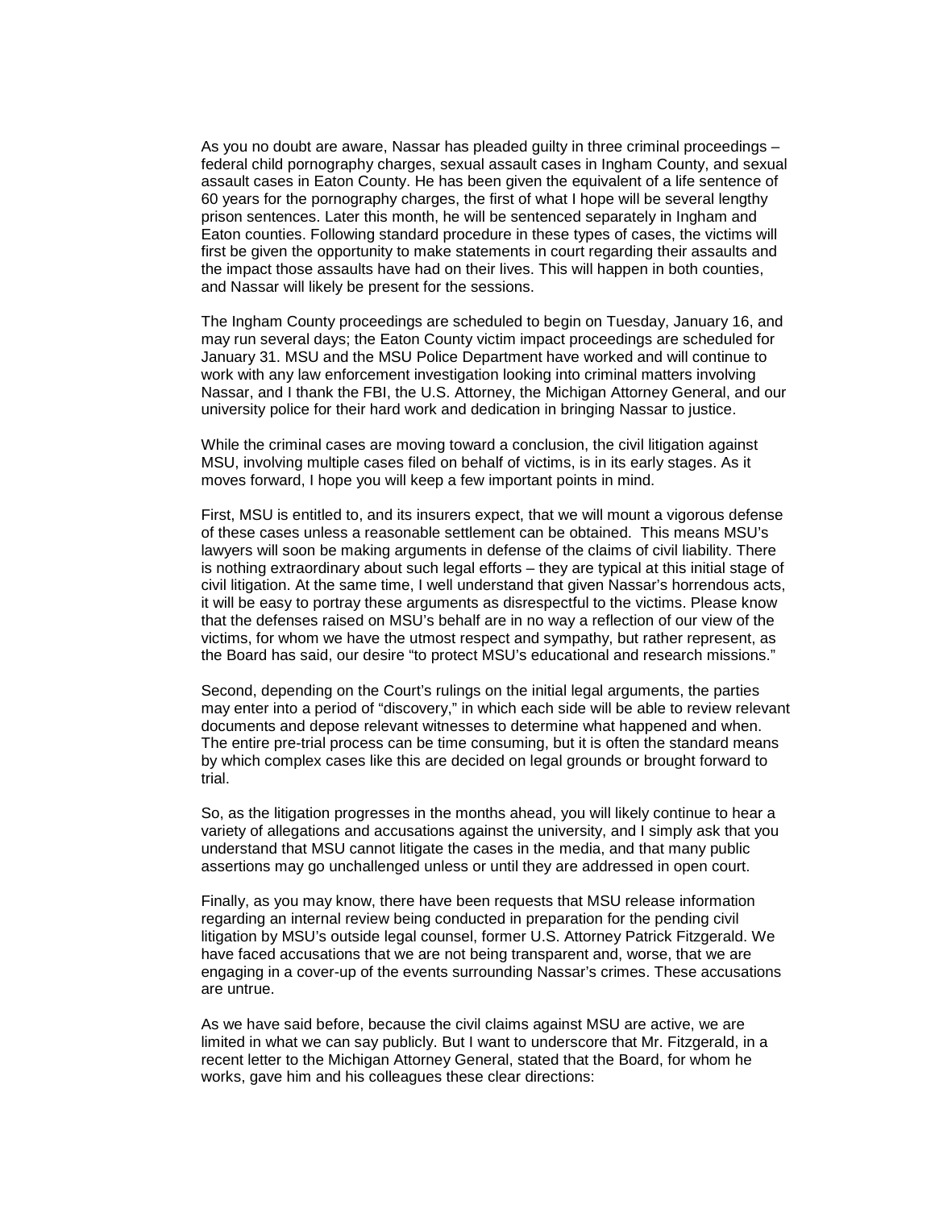As you no doubt are aware, Nassar has pleaded guilty in three criminal proceedings – federal child pornography charges, sexual assault cases in Ingham County, and sexual assault cases in Eaton County. He has been given the equivalent of a life sentence of 60 years for the pornography charges, the first of what I hope will be several lengthy prison sentences. Later this month, he will be sentenced separately in Ingham and Eaton counties. Following standard procedure in these types of cases, the victims will first be given the opportunity to make statements in court regarding their assaults and the impact those assaults have had on their lives. This will happen in both counties, and Nassar will likely be present for the sessions.

The Ingham County proceedings are scheduled to begin on Tuesday, January 16, and may run several days; the Eaton County victim impact proceedings are scheduled for January 31. MSU and the MSU Police Department have worked and will continue to work with any law enforcement investigation looking into criminal matters involving Nassar, and I thank the FBI, the U.S. Attorney, the Michigan Attorney General, and our university police for their hard work and dedication in bringing Nassar to justice.

While the criminal cases are moving toward a conclusion, the civil litigation against MSU, involving multiple cases filed on behalf of victims, is in its early stages. As it moves forward, I hope you will keep a few important points in mind.

First, MSU is entitled to, and its insurers expect, that we will mount a vigorous defense of these cases unless a reasonable settlement can be obtained. This means MSU's lawyers will soon be making arguments in defense of the claims of civil liability. There is nothing extraordinary about such legal efforts – they are typical at this initial stage of civil litigation. At the same time, I well understand that given Nassar's horrendous acts, it will be easy to portray these arguments as disrespectful to the victims. Please know that the defenses raised on MSU's behalf are in no way a reflection of our view of the victims, for whom we have the utmost respect and sympathy, but rather represent, as the Board has said, our desire "to protect MSU's educational and research missions."

Second, depending on the Court's rulings on the initial legal arguments, the parties may enter into a period of "discovery," in which each side will be able to review relevant documents and depose relevant witnesses to determine what happened and when. The entire pre-trial process can be time consuming, but it is often the standard means by which complex cases like this are decided on legal grounds or brought forward to trial.

So, as the litigation progresses in the months ahead, you will likely continue to hear a variety of allegations and accusations against the university, and I simply ask that you understand that MSU cannot litigate the cases in the media, and that many public assertions may go unchallenged unless or until they are addressed in open court.

Finally, as you may know, there have been requests that MSU release information regarding an internal review being conducted in preparation for the pending civil litigation by MSU's outside legal counsel, former U.S. Attorney Patrick Fitzgerald. We have faced accusations that we are not being transparent and, worse, that we are engaging in a cover-up of the events surrounding Nassar's crimes. These accusations are untrue.

As we have said before, because the civil claims against MSU are active, we are limited in what we can say publicly. But I want to underscore that Mr. Fitzgerald, in a recent letter to the Michigan Attorney General, stated that the Board, for whom he works, gave him and his colleagues these clear directions: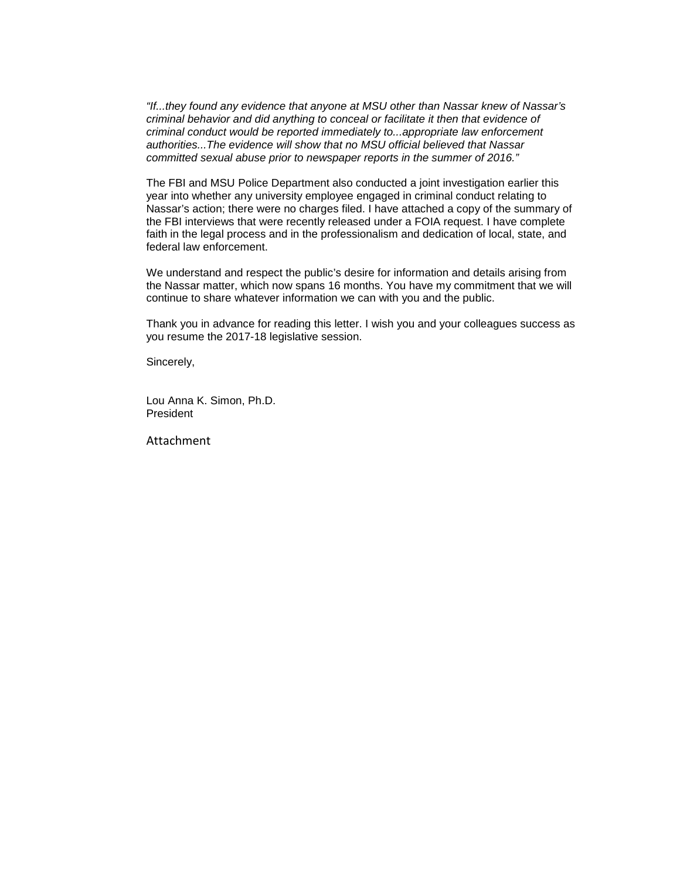*“If...they found any evidence that anyone at MSU other than Nassar knew of Nassar’s criminal behavior and did anything to conceal or facilitate it then that evidence of criminal conduct would be reported immediately to...appropriate law enforcement authorities...The evidence will show that no MSU official believed that Nassar committed sexual abuse prior to newspaper reports in the summer of 2016.”*

The FBI and MSU Police Department also conducted a joint investigation earlier this year into whether any university employee engaged in criminal conduct relating to Nassar’s action; there were no charges filed. I have attached a copy of the summary of the FBI interviews that were recently released under a FOIA request. I have complete faith in the legal process and in the professionalism and dedication of local, state, and federal law enforcement.

We understand and respect the public’s desire for information and details arising from the Nassar matter, which now spans 16 months. You have my commitment that we will continue to share whatever information we can with you and the public.

Thank you in advance for reading this letter. I wish you and your colleagues success as you resume the 2017-18 legislative session.

Sincerely,

Lou Anna K. Simon, Ph.D.
President

Attachment